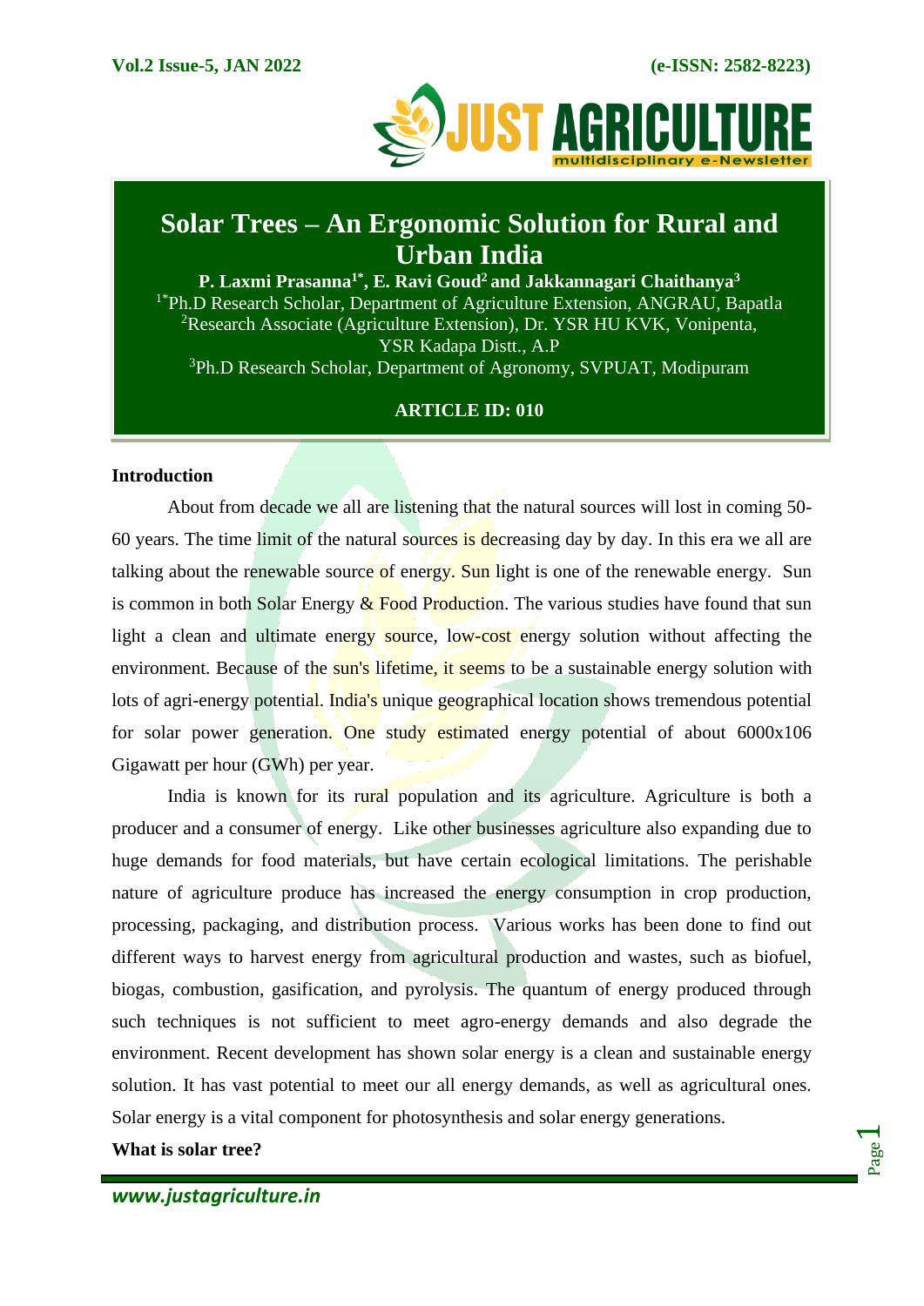# Solar Trees – An Ergonomic Solution for Rural and Urban India

**P. Laxmi Prasanna[1*], E. Ravi Goud[2] and Jakkannagari Chaithanya[3]**

[1*]Ph.D Research Scholar, Department of Agriculture Extension, ANGRAU, Bapatla
[2]Research Associate (Agriculture Extension), Dr. YSR HU KVK, Vonipenta, YSR Kadapa Distt., A.P
[3]Ph.D Research Scholar, Department of Agronomy, SVPUAT, Modipuram

**ARTICLE ID: 010**

## Introduction

About from decade we all are listening that the natural sources will lost in coming 50-60 years. The time limit of the natural sources is decreasing day by day. In this era we all are talking about the renewable source of energy. Sun light is one of the renewable energy. Sun is common in both Solar Energy & Food Production. The various studies have found that sun light a clean and ultimate energy source, low-cost energy solution without affecting the environment. Because of the sun's lifetime, it seems to be a sustainable energy solution with lots of agri-energy potential. India's unique geographical location shows tremendous potential for solar power generation. One study estimated energy potential of about 6000x106 Gigawatt per hour (GWh) per year.

India is known for its rural population and its agriculture. Agriculture is both a producer and a consumer of energy. Like other businesses agriculture also expanding due to huge demands for food materials, but have certain ecological limitations. The perishable nature of agriculture produce has increased the energy consumption in crop production, processing, packaging, and distribution process. Various works has been done to find out different ways to harvest energy from agricultural production and wastes, such as biofuel, biogas, combustion, gasification, and pyrolysis. The quantum of energy produced through such techniques is not sufficient to meet agro-energy demands and also degrade the environment. Recent development has shown solar energy is a clean and sustainable energy solution. It has vast potential to meet our all energy demands, as well as agricultural ones. Solar energy is a vital component for photosynthesis and solar energy generations.

## What is solar tree?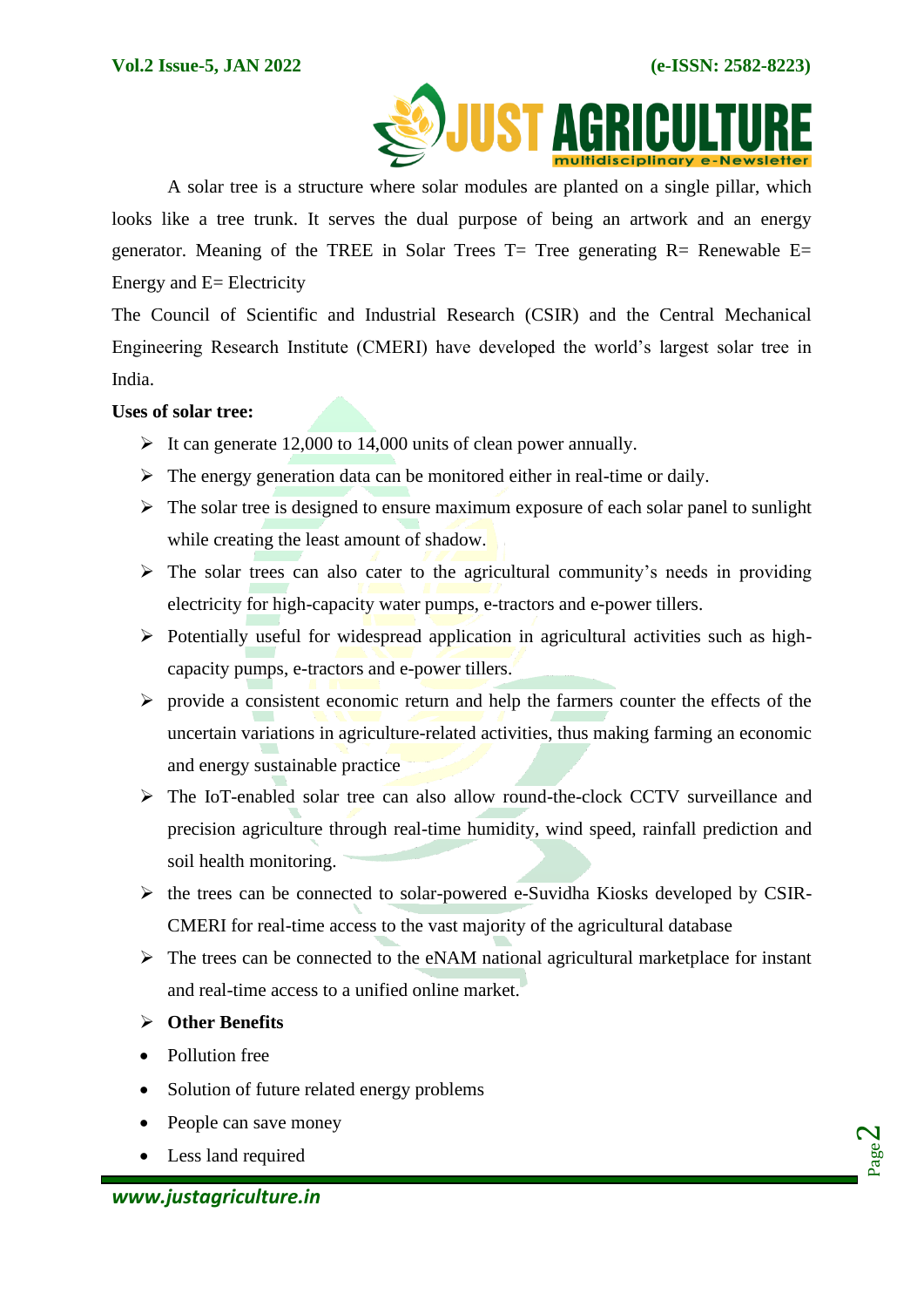A solar tree is a structure where solar modules are planted on a single pillar, which looks like a tree trunk. It serves the dual purpose of being an artwork and an energy generator. Meaning of the TREE in Solar Trees T= Tree generating R= Renewable E= Energy and E= Electricity

The Council of Scientific and Industrial Research (CSIR) and the Central Mechanical Engineering Research Institute (CMERI) have developed the world's largest solar tree in India.

**Uses of solar tree:**

- It can generate 12,000 to 14,000 units of clean power annually.
- The energy generation data can be monitored either in real-time or daily.
- The solar tree is designed to ensure maximum exposure of each solar panel to sunlight while creating the least amount of shadow.
- The solar trees can also cater to the agricultural community's needs in providing electricity for high-capacity water pumps, e-tractors and e-power tillers.
- Potentially useful for widespread application in agricultural activities such as high-capacity pumps, e-tractors and e-power tillers.
- provide a consistent economic return and help the farmers counter the effects of the uncertain variations in agriculture-related activities, thus making farming an economic and energy sustainable practice
- The IoT-enabled solar tree can also allow round-the-clock CCTV surveillance and precision agriculture through real-time humidity, wind speed, rainfall prediction and soil health monitoring.
- the trees can be connected to solar-powered e-Suvidha Kiosks developed by CSIR-CMERI for real-time access to the vast majority of the agricultural database
- The trees can be connected to the eNAM national agricultural marketplace for instant and real-time access to a unified online market.
- **Other Benefits**

* Pollution free
* Solution of future related energy problems
* People can save money
* Less land required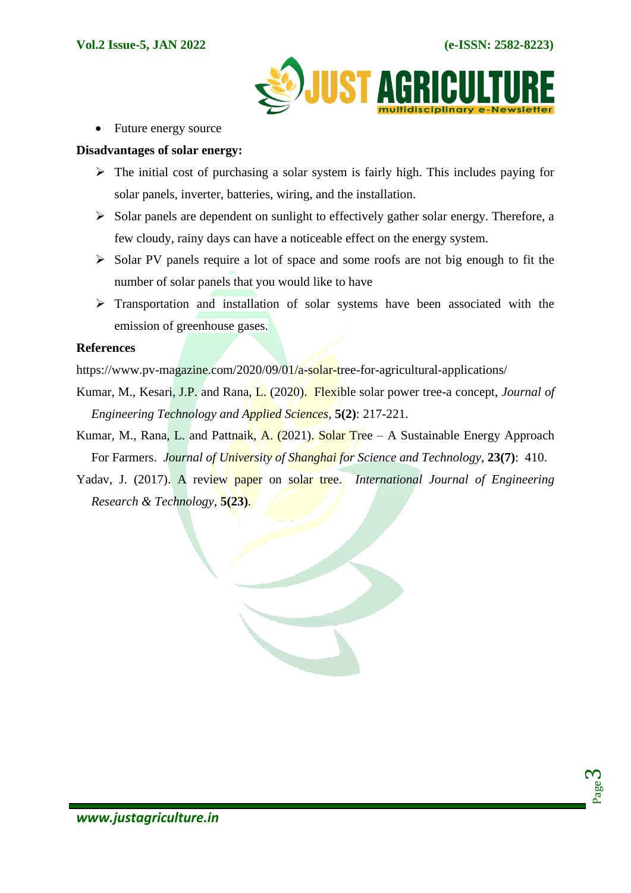- Future energy source

**Disadvantages of solar energy:**

- The initial cost of purchasing a solar system is fairly high. This includes paying for solar panels, inverter, batteries, wiring, and the installation.
- Solar panels are dependent on sunlight to effectively gather solar energy. Therefore, a few cloudy, rainy days can have a noticeable effect on the energy system.
- Solar PV panels require a lot of space and some roofs are not big enough to fit the number of solar panels that you would like to have
- Transportation and installation of solar systems have been associated with the emission of greenhouse gases.

**References**

https://www.pv-magazine.com/2020/09/01/a-solar-tree-for-agricultural-applications/

Kumar, M., Kesari, J.P. and Rana, L. (2020). Flexible solar power tree-a concept, *Journal of Engineering Technology and Applied Sciences*, **5(2)**: 217-221.

Kumar, M., Rana, L. and Pattnaik, A. (2021). Solar Tree – A Sustainable Energy Approach For Farmers. *Journal of University of Shanghai for Science and Technology*, **23(7)**: 410.

Yadav, J. (2017). A review paper on solar tree. *International Journal of Engineering Research & Technology*, **5(23)**.